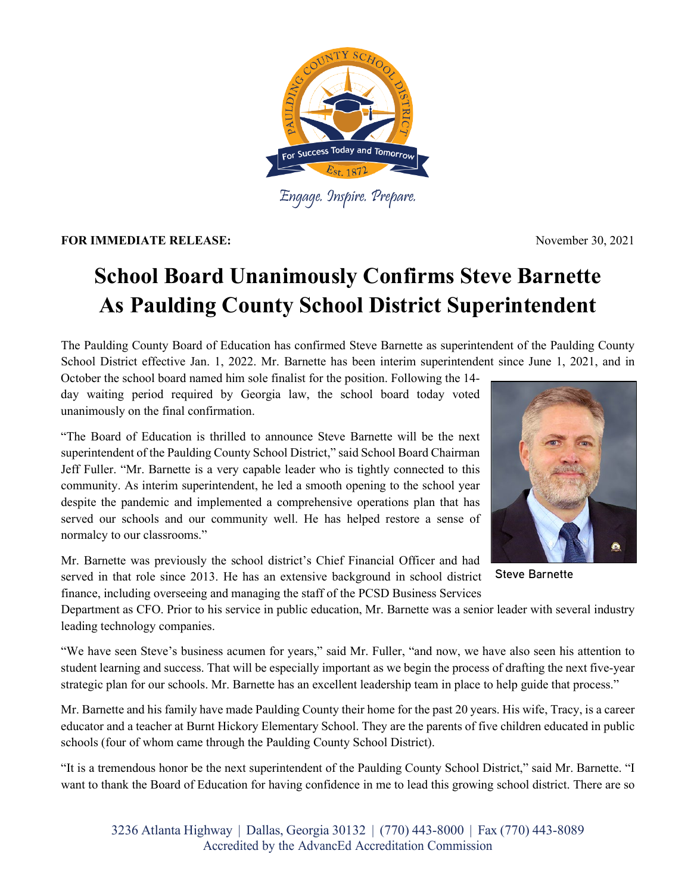Engage. Inspire. Prepare.

**FOR IMMEDIATE RELEASE:** November 30, 2021

# School Board Unanimously Confirms Steve Barnette As Paulding County School District Superintendent

The Paulding County Board of Education has confirmed Steve Barnette as superintendent of the Paulding County School District effective Jan. 1, 2022. Mr. Barnette has been interim superintendent since June 1, 2021, and in October the school board named him sole finalist for the position. Following the 14-day waiting period required by Georgia law, the school board today voted unanimously on the final confirmation.

"The Board of Education is thrilled to announce Steve Barnette will be the next superintendent of the Paulding County School District," said School Board Chairman Jeff Fuller. "Mr. Barnette is a very capable leader who is tightly connected to this community. As interim superintendent, he led a smooth opening to the school year despite the pandemic and implemented a comprehensive operations plan that has served our schools and our community well. He has helped restore a sense of normalcy to our classrooms."

Steve Barnette

Mr. Barnette was previously the school district's Chief Financial Officer and had served in that role since 2013. He has an extensive background in school district finance, including overseeing and managing the staff of the PCSD Business Services Department as CFO. Prior to his service in public education, Mr. Barnette was a senior leader with several industry leading technology companies.

"We have seen Steve's business acumen for years," said Mr. Fuller, "and now, we have also seen his attention to student learning and success. That will be especially important as we begin the process of drafting the next five-year strategic plan for our schools. Mr. Barnette has an excellent leadership team in place to help guide that process."

Mr. Barnette and his family have made Paulding County their home for the past 20 years. His wife, Tracy, is a career educator and a teacher at Burnt Hickory Elementary School. They are the parents of five children educated in public schools (four of whom came through the Paulding County School District).

"It is a tremendous honor be the next superintendent of the Paulding County School District," said Mr. Barnette. "I want to thank the Board of Education for having confidence in me to lead this growing school district. There are so

3236 Atlanta Highway | Dallas, Georgia 30132 | (770) 443-8000 | Fax (770) 443-8089
Accredited by the AdvancEd Accreditation Commission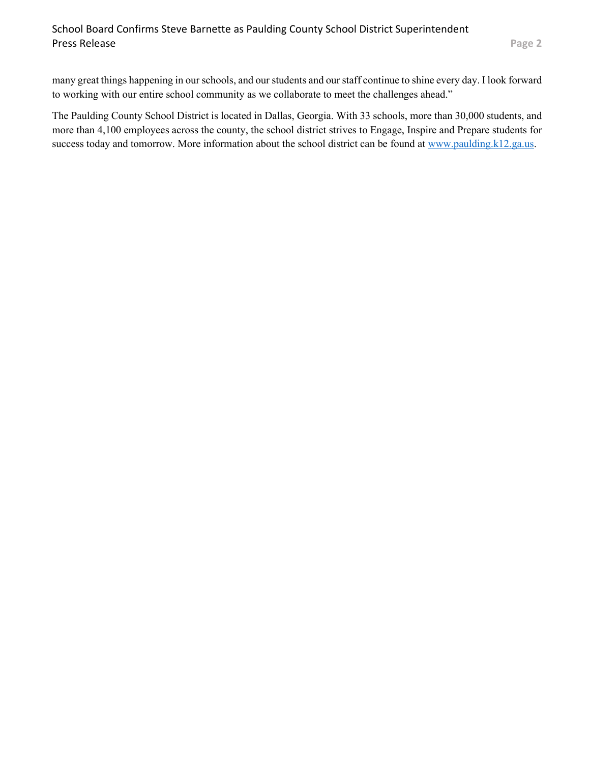many great things happening in our schools, and our students and our staff continue to shine every day. I look forward to working with our entire school community as we collaborate to meet the challenges ahead."

The Paulding County School District is located in Dallas, Georgia. With 33 schools, more than 30,000 students, and more than 4,100 employees across the county, the school district strives to Engage, Inspire and Prepare students for success today and tomorrow. More information about the school district can be found at [www.paulding.k12.ga.us](http://www.paulding.k12.ga.us).